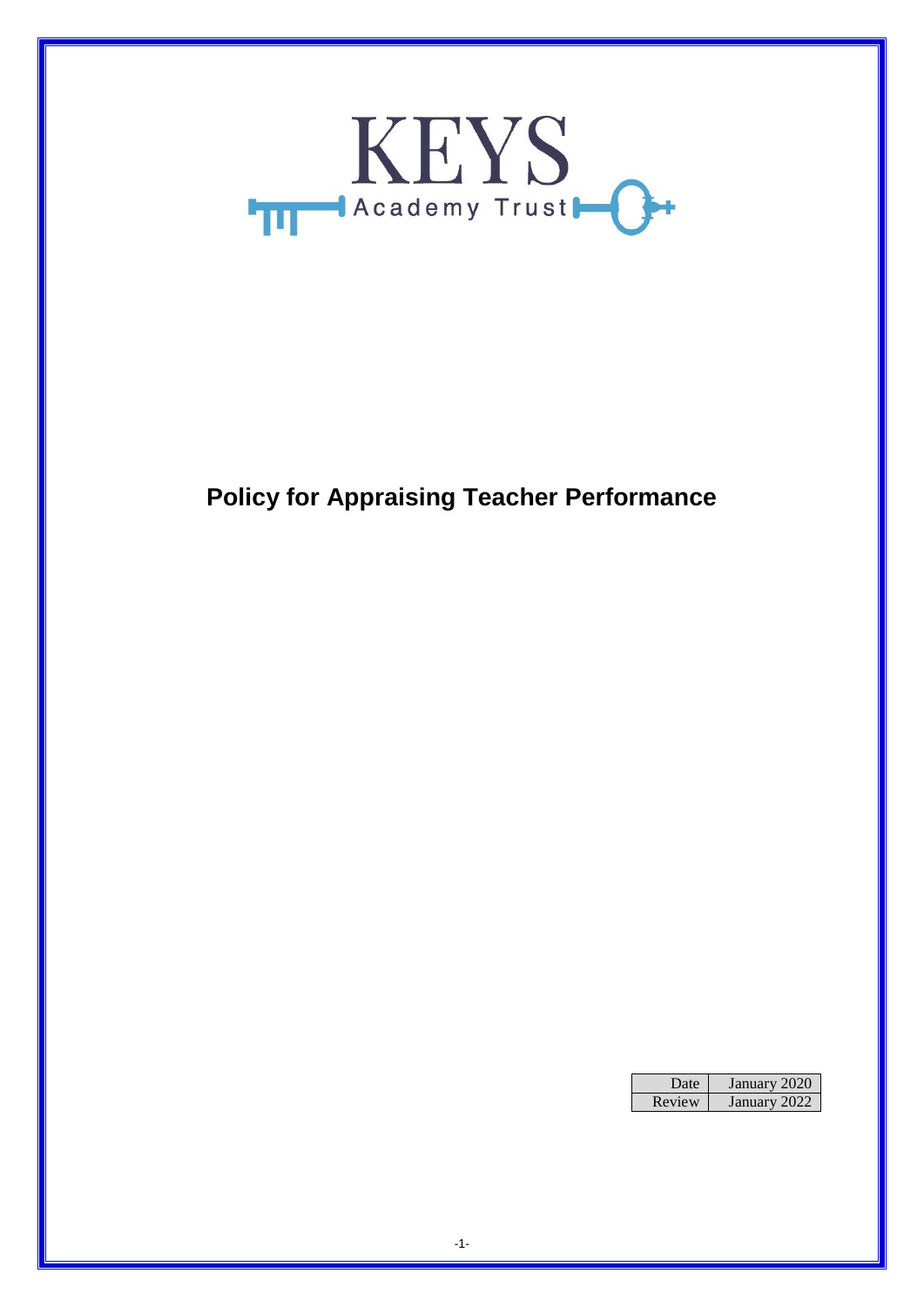KEYS

Academy Trust

# Policy for Appraising Teacher Performance

| Date | January 2020 |
|---|---|
| Review | January 2022 |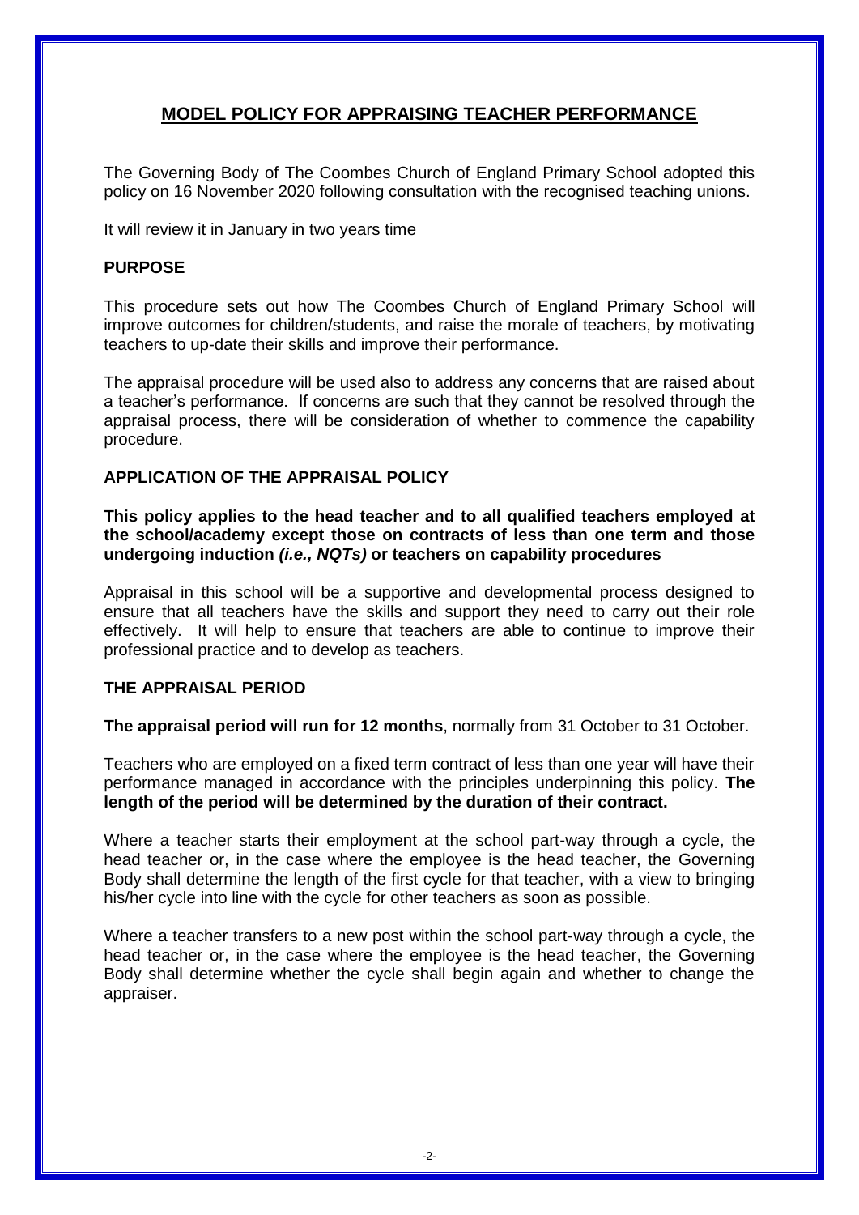## MODEL POLICY FOR APPRAISING TEACHER PERFORMANCE

The Governing Body of The Coombes Church of England Primary School adopted this policy on 16 November 2020 following consultation with the recognised teaching unions.

It will review it in January in two years time

### PURPOSE

This procedure sets out how The Coombes Church of England Primary School will improve outcomes for children/students, and raise the morale of teachers, by motivating teachers to up-date their skills and improve their performance.

The appraisal procedure will be used also to address any concerns that are raised about a teacher's performance. If concerns are such that they cannot be resolved through the appraisal process, there will be consideration of whether to commence the capability procedure.

### APPLICATION OF THE APPRAISAL POLICY

**This policy applies to the head teacher and to all qualified teachers employed at the school/academy except those on contracts of less than one term and those undergoing induction *(i.e., NQTs)* or teachers on capability procedures**

Appraisal in this school will be a supportive and developmental process designed to ensure that all teachers have the skills and support they need to carry out their role effectively. It will help to ensure that teachers are able to continue to improve their professional practice and to develop as teachers.

### THE APPRAISAL PERIOD

**The appraisal period will run for 12 months**, normally from 31 October to 31 October.

Teachers who are employed on a fixed term contract of less than one year will have their performance managed in accordance with the principles underpinning this policy. **The length of the period will be determined by the duration of their contract.**

Where a teacher starts their employment at the school part-way through a cycle, the head teacher or, in the case where the employee is the head teacher, the Governing Body shall determine the length of the first cycle for that teacher, with a view to bringing his/her cycle into line with the cycle for other teachers as soon as possible.

Where a teacher transfers to a new post within the school part-way through a cycle, the head teacher or, in the case where the employee is the head teacher, the Governing Body shall determine whether the cycle shall begin again and whether to change the appraiser.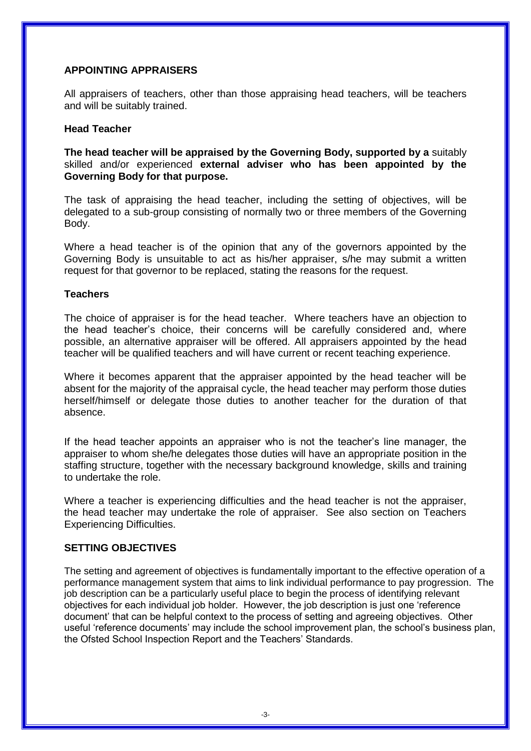## APPOINTING APPRAISERS

All appraisers of teachers, other than those appraising head teachers, will be teachers and will be suitably trained.

### Head Teacher

**The head teacher will be appraised by the Governing Body, supported by a** suitably skilled and/or experienced **external adviser who has been appointed by the Governing Body for that purpose.**

The task of appraising the head teacher, including the setting of objectives, will be delegated to a sub-group consisting of normally two or three members of the Governing Body.

Where a head teacher is of the opinion that any of the governors appointed by the Governing Body is unsuitable to act as his/her appraiser, s/he may submit a written request for that governor to be replaced, stating the reasons for the request.

### Teachers

The choice of appraiser is for the head teacher. Where teachers have an objection to the head teacher's choice, their concerns will be carefully considered and, where possible, an alternative appraiser will be offered. All appraisers appointed by the head teacher will be qualified teachers and will have current or recent teaching experience.

Where it becomes apparent that the appraiser appointed by the head teacher will be absent for the majority of the appraisal cycle, the head teacher may perform those duties herself/himself or delegate those duties to another teacher for the duration of that absence.

If the head teacher appoints an appraiser who is not the teacher's line manager, the appraiser to whom she/he delegates those duties will have an appropriate position in the staffing structure, together with the necessary background knowledge, skills and training to undertake the role.

Where a teacher is experiencing difficulties and the head teacher is not the appraiser, the head teacher may undertake the role of appraiser. See also section on Teachers Experiencing Difficulties.

## SETTING OBJECTIVES

The setting and agreement of objectives is fundamentally important to the effective operation of a performance management system that aims to link individual performance to pay progression. The job description can be a particularly useful place to begin the process of identifying relevant objectives for each individual job holder. However, the job description is just one 'reference document' that can be helpful context to the process of setting and agreeing objectives. Other useful 'reference documents' may include the school improvement plan, the school's business plan, the Ofsted School Inspection Report and the Teachers' Standards.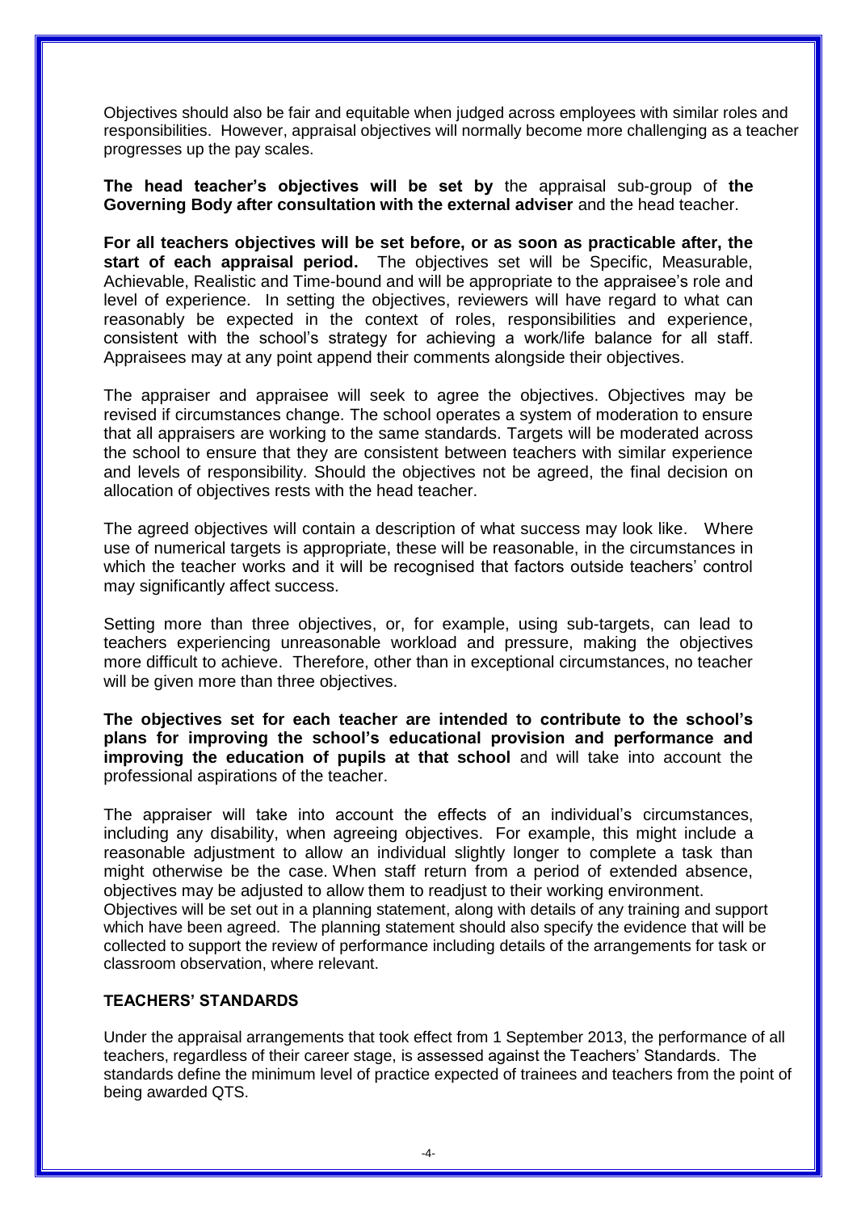Objectives should also be fair and equitable when judged across employees with similar roles and responsibilities. However, appraisal objectives will normally become more challenging as a teacher progresses up the pay scales.

**The head teacher's objectives will be set by** the appraisal sub-group of **the Governing Body after consultation with the external adviser** and the head teacher.

**For all teachers objectives will be set before, or as soon as practicable after, the start of each appraisal period.** The objectives set will be Specific, Measurable, Achievable, Realistic and Time-bound and will be appropriate to the appraisee's role and level of experience. In setting the objectives, reviewers will have regard to what can reasonably be expected in the context of roles, responsibilities and experience, consistent with the school's strategy for achieving a work/life balance for all staff. Appraisees may at any point append their comments alongside their objectives.

The appraiser and appraisee will seek to agree the objectives. Objectives may be revised if circumstances change. The school operates a system of moderation to ensure that all appraisers are working to the same standards. Targets will be moderated across the school to ensure that they are consistent between teachers with similar experience and levels of responsibility. Should the objectives not be agreed, the final decision on allocation of objectives rests with the head teacher.

The agreed objectives will contain a description of what success may look like. Where use of numerical targets is appropriate, these will be reasonable, in the circumstances in which the teacher works and it will be recognised that factors outside teachers' control may significantly affect success.

Setting more than three objectives, or, for example, using sub-targets, can lead to teachers experiencing unreasonable workload and pressure, making the objectives more difficult to achieve. Therefore, other than in exceptional circumstances, no teacher will be given more than three objectives.

**The objectives set for each teacher are intended to contribute to the school's plans for improving the school's educational provision and performance and improving the education of pupils at that school** and will take into account the professional aspirations of the teacher.

The appraiser will take into account the effects of an individual's circumstances, including any disability, when agreeing objectives. For example, this might include a reasonable adjustment to allow an individual slightly longer to complete a task than might otherwise be the case. When staff return from a period of extended absence, objectives may be adjusted to allow them to readjust to their working environment.
Objectives will be set out in a planning statement, along with details of any training and support which have been agreed. The planning statement should also specify the evidence that will be collected to support the review of performance including details of the arrangements for task or classroom observation, where relevant.

### TEACHERS' STANDARDS

Under the appraisal arrangements that took effect from 1 September 2013, the performance of all teachers, regardless of their career stage, is assessed against the Teachers' Standards. The standards define the minimum level of practice expected of trainees and teachers from the point of being awarded QTS.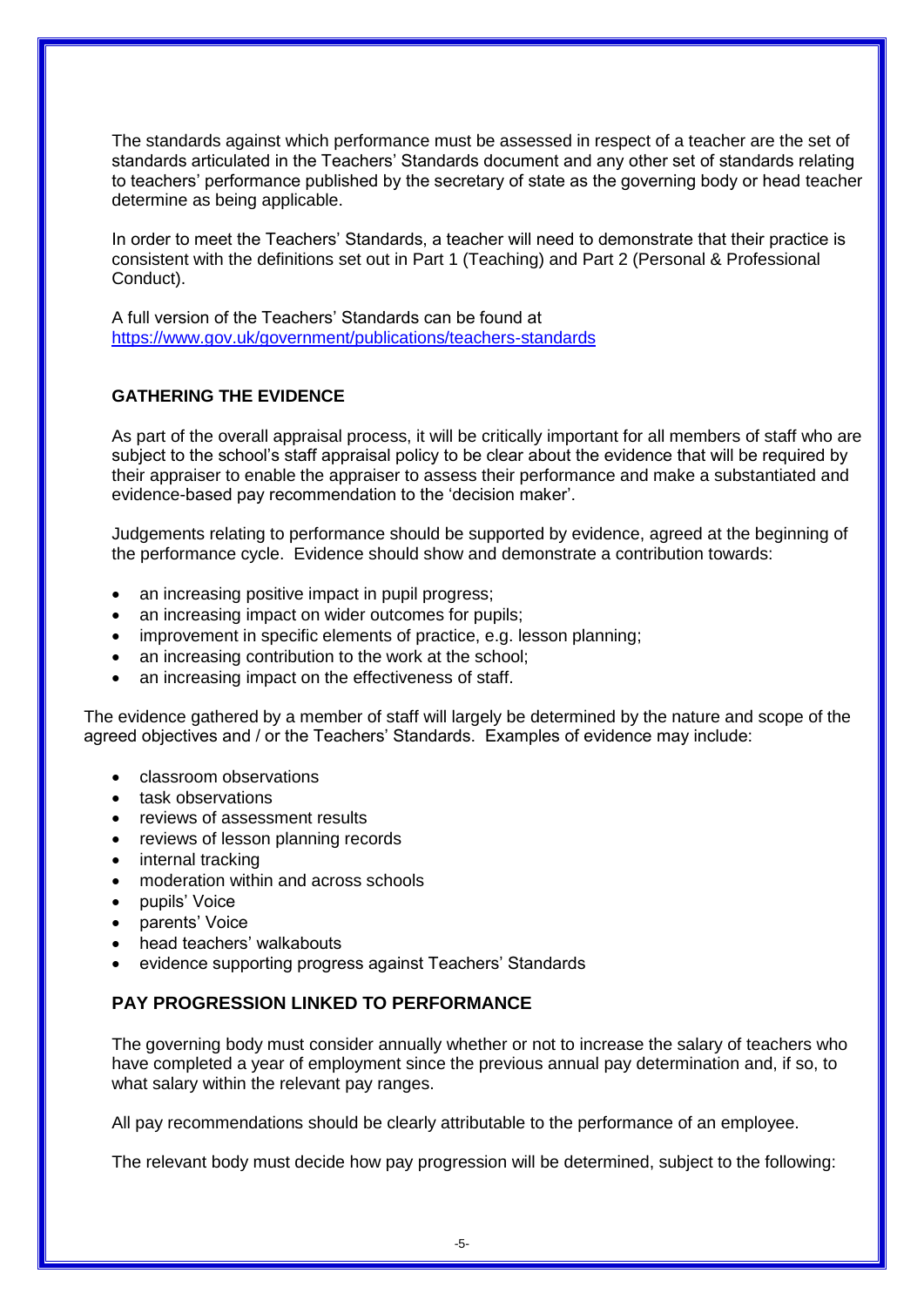The standards against which performance must be assessed in respect of a teacher are the set of standards articulated in the Teachers' Standards document and any other set of standards relating to teachers' performance published by the secretary of state as the governing body or head teacher determine as being applicable.

In order to meet the Teachers' Standards, a teacher will need to demonstrate that their practice is consistent with the definitions set out in Part 1 (Teaching) and Part 2 (Personal & Professional Conduct).

A full version of the Teachers' Standards can be found at https://www.gov.uk/government/publications/teachers-standards

## GATHERING THE EVIDENCE

As part of the overall appraisal process, it will be critically important for all members of staff who are subject to the school's staff appraisal policy to be clear about the evidence that will be required by their appraiser to enable the appraiser to assess their performance and make a substantiated and evidence-based pay recommendation to the 'decision maker'.

Judgements relating to performance should be supported by evidence, agreed at the beginning of the performance cycle. Evidence should show and demonstrate a contribution towards:

- an increasing positive impact in pupil progress;
- an increasing impact on wider outcomes for pupils;
- improvement in specific elements of practice, e.g. lesson planning;
- an increasing contribution to the work at the school;
- an increasing impact on the effectiveness of staff.

The evidence gathered by a member of staff will largely be determined by the nature and scope of the agreed objectives and / or the Teachers' Standards. Examples of evidence may include:

- classroom observations
- task observations
- reviews of assessment results
- reviews of lesson planning records
- internal tracking
- moderation within and across schools
- pupils' Voice
- parents' Voice
- head teachers' walkabouts
- evidence supporting progress against Teachers' Standards

## PAY PROGRESSION LINKED TO PERFORMANCE

The governing body must consider annually whether or not to increase the salary of teachers who have completed a year of employment since the previous annual pay determination and, if so, to what salary within the relevant pay ranges.

All pay recommendations should be clearly attributable to the performance of an employee.

The relevant body must decide how pay progression will be determined, subject to the following: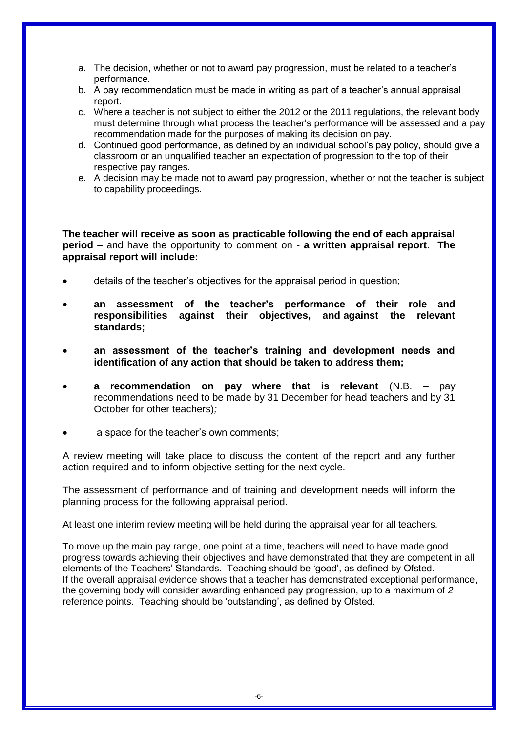a. The decision, whether or not to award pay progression, must be related to a teacher's performance.
b. A pay recommendation must be made in writing as part of a teacher's annual appraisal report.
c. Where a teacher is not subject to either the 2012 or the 2011 regulations, the relevant body must determine through what process the teacher's performance will be assessed and a pay recommendation made for the purposes of making its decision on pay.
d. Continued good performance, as defined by an individual school's pay policy, should give a classroom or an unqualified teacher an expectation of progression to the top of their respective pay ranges.
e. A decision may be made not to award pay progression, whether or not the teacher is subject to capability proceedings.

**The teacher will receive as soon as practicable following the end of each appraisal period** – and have the opportunity to comment on - **a written appraisal report**. **The appraisal report will include:**

- details of the teacher's objectives for the appraisal period in question;
- **an assessment of the teacher's performance of their role and responsibilities against their objectives, and against the relevant standards;**
- **an assessment of the teacher's training and development needs and identification of any action that should be taken to address them;**
- **a recommendation on pay where that is relevant** (N.B. – pay recommendations need to be made by 31 December for head teachers and by 31 October for other teachers)*;*
- a space for the teacher's own comments;

A review meeting will take place to discuss the content of the report and any further action required and to inform objective setting for the next cycle.

The assessment of performance and of training and development needs will inform the planning process for the following appraisal period.

At least one interim review meeting will be held during the appraisal year for all teachers.

To move up the main pay range, one point at a time, teachers will need to have made good progress towards achieving their objectives and have demonstrated that they are competent in all elements of the Teachers' Standards. Teaching should be 'good', as defined by Ofsted.
If the overall appraisal evidence shows that a teacher has demonstrated exceptional performance, the governing body will consider awarding enhanced pay progression, up to a maximum of *2* reference points. Teaching should be 'outstanding', as defined by Ofsted.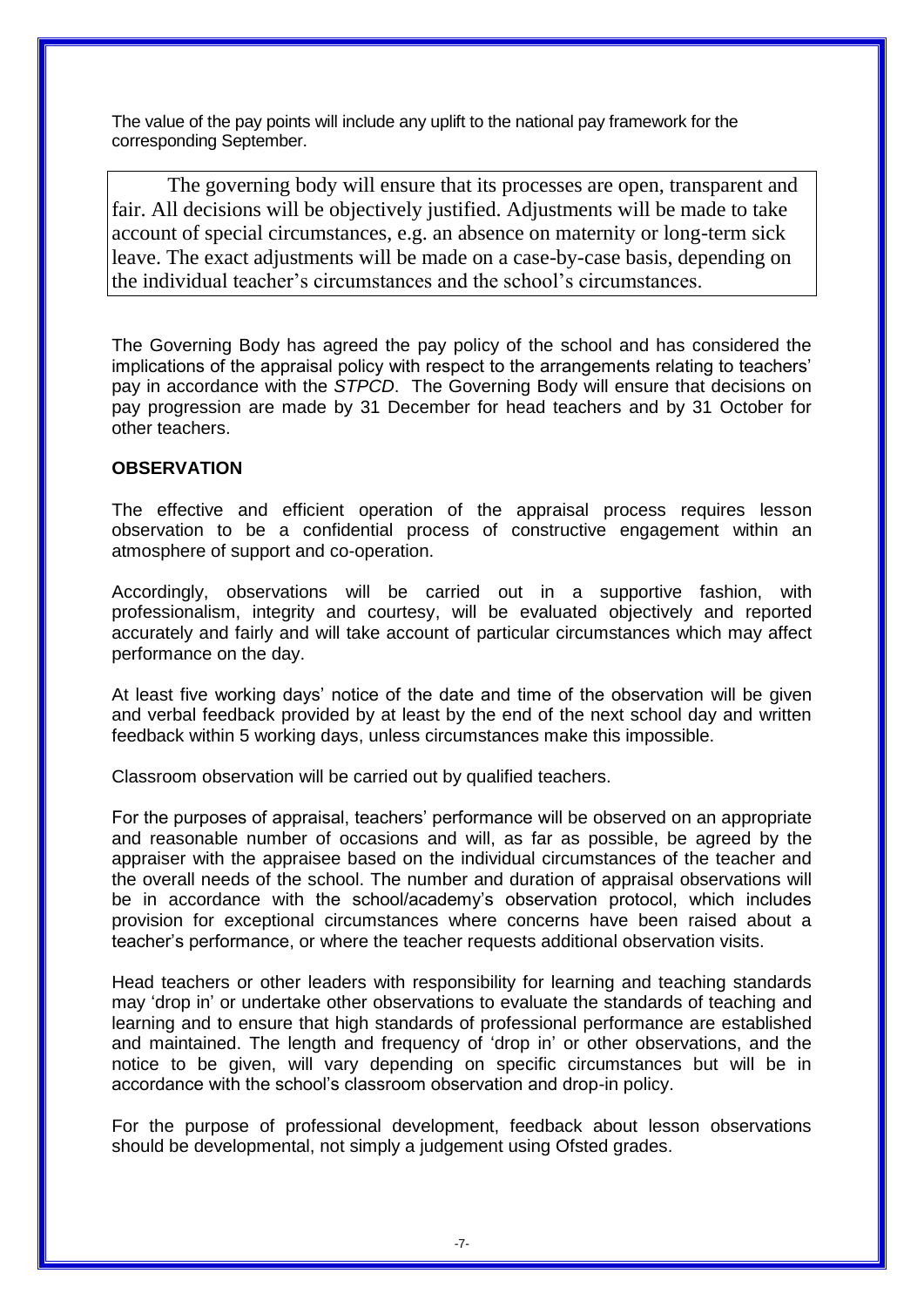The value of the pay points will include any uplift to the national pay framework for the corresponding September.

> The governing body will ensure that its processes are open, transparent and fair. All decisions will be objectively justified. Adjustments will be made to take account of special circumstances, e.g. an absence on maternity or long-term sick leave. The exact adjustments will be made on a case-by-case basis, depending on the individual teacher's circumstances and the school's circumstances.

The Governing Body has agreed the pay policy of the school and has considered the implications of the appraisal policy with respect to the arrangements relating to teachers' pay in accordance with the *STPCD*. The Governing Body will ensure that decisions on pay progression are made by 31 December for head teachers and by 31 October for other teachers.

**OBSERVATION**

The effective and efficient operation of the appraisal process requires lesson observation to be a confidential process of constructive engagement within an atmosphere of support and co-operation.

Accordingly, observations will be carried out in a supportive fashion, with professionalism, integrity and courtesy, will be evaluated objectively and reported accurately and fairly and will take account of particular circumstances which may affect performance on the day.

At least five working days' notice of the date and time of the observation will be given and verbal feedback provided by at least by the end of the next school day and written feedback within 5 working days, unless circumstances make this impossible.

Classroom observation will be carried out by qualified teachers.

For the purposes of appraisal, teachers' performance will be observed on an appropriate and reasonable number of occasions and will, as far as possible, be agreed by the appraiser with the appraisee based on the individual circumstances of the teacher and the overall needs of the school. The number and duration of appraisal observations will be in accordance with the school/academy's observation protocol, which includes provision for exceptional circumstances where concerns have been raised about a teacher's performance, or where the teacher requests additional observation visits.

Head teachers or other leaders with responsibility for learning and teaching standards may 'drop in' or undertake other observations to evaluate the standards of teaching and learning and to ensure that high standards of professional performance are established and maintained. The length and frequency of 'drop in' or other observations, and the notice to be given, will vary depending on specific circumstances but will be in accordance with the school's classroom observation and drop-in policy.

For the purpose of professional development, feedback about lesson observations should be developmental, not simply a judgement using Ofsted grades.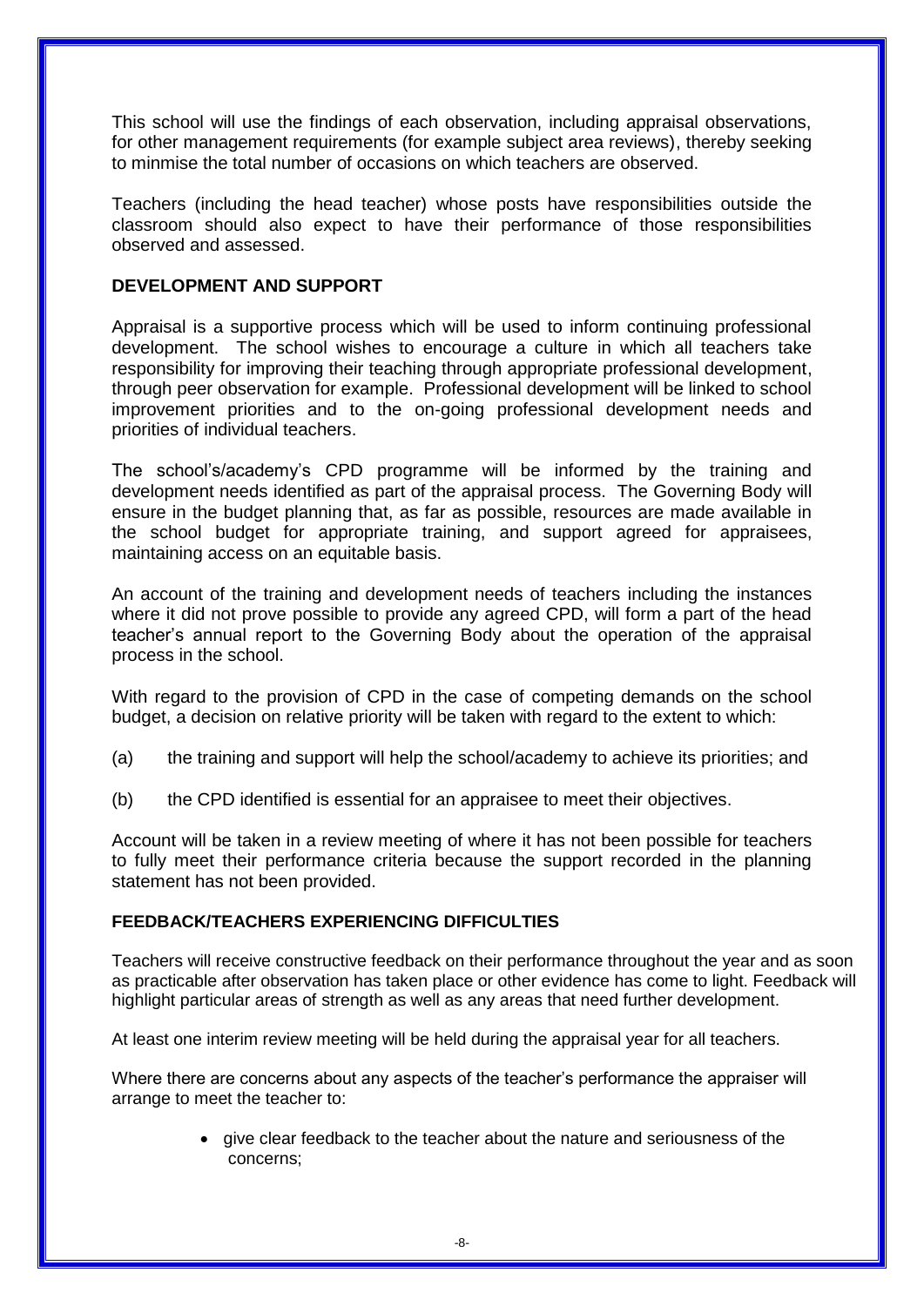This school will use the findings of each observation, including appraisal observations, for other management requirements (for example subject area reviews), thereby seeking to minmise the total number of occasions on which teachers are observed.

Teachers (including the head teacher) whose posts have responsibilities outside the classroom should also expect to have their performance of those responsibilities observed and assessed.

## DEVELOPMENT AND SUPPORT

Appraisal is a supportive process which will be used to inform continuing professional development. The school wishes to encourage a culture in which all teachers take responsibility for improving their teaching through appropriate professional development, through peer observation for example. Professional development will be linked to school improvement priorities and to the on-going professional development needs and priorities of individual teachers.

The school's/academy's CPD programme will be informed by the training and development needs identified as part of the appraisal process. The Governing Body will ensure in the budget planning that, as far as possible, resources are made available in the school budget for appropriate training, and support agreed for appraisees, maintaining access on an equitable basis.

An account of the training and development needs of teachers including the instances where it did not prove possible to provide any agreed CPD, will form a part of the head teacher's annual report to the Governing Body about the operation of the appraisal process in the school.

With regard to the provision of CPD in the case of competing demands on the school budget, a decision on relative priority will be taken with regard to the extent to which:

(a) the training and support will help the school/academy to achieve its priorities; and

(b) the CPD identified is essential for an appraisee to meet their objectives.

Account will be taken in a review meeting of where it has not been possible for teachers to fully meet their performance criteria because the support recorded in the planning statement has not been provided.

## FEEDBACK/TEACHERS EXPERIENCING DIFFICULTIES

Teachers will receive constructive feedback on their performance throughout the year and as soon as practicable after observation has taken place or other evidence has come to light. Feedback will highlight particular areas of strength as well as any areas that need further development.

At least one interim review meeting will be held during the appraisal year for all teachers.

Where there are concerns about any aspects of the teacher's performance the appraiser will arrange to meet the teacher to:

- give clear feedback to the teacher about the nature and seriousness of the concerns;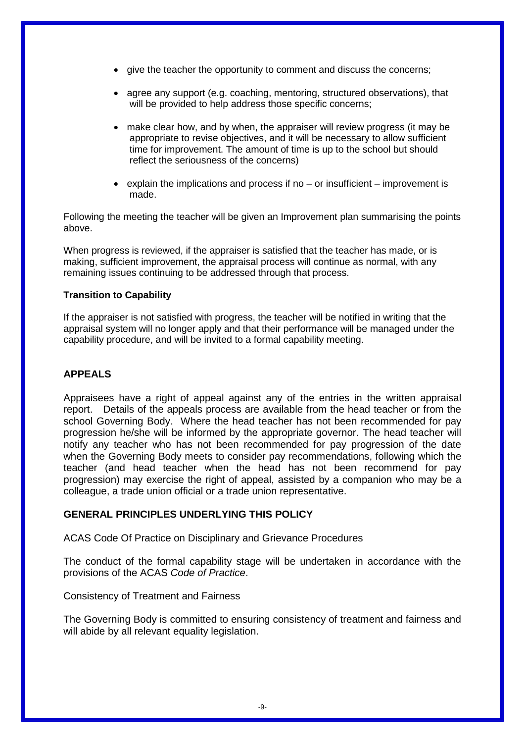- give the teacher the opportunity to comment and discuss the concerns;
- agree any support (e.g. coaching, mentoring, structured observations), that will be provided to help address those specific concerns;
- make clear how, and by when, the appraiser will review progress (it may be appropriate to revise objectives, and it will be necessary to allow sufficient time for improvement. The amount of time is up to the school but should reflect the seriousness of the concerns)
- explain the implications and process if no – or insufficient – improvement is made.

Following the meeting the teacher will be given an Improvement plan summarising the points above.

When progress is reviewed, if the appraiser is satisfied that the teacher has made, or is making, sufficient improvement, the appraisal process will continue as normal, with any remaining issues continuing to be addressed through that process.

**Transition to Capability**

If the appraiser is not satisfied with progress, the teacher will be notified in writing that the appraisal system will no longer apply and that their performance will be managed under the capability procedure, and will be invited to a formal capability meeting.

## APPEALS

Appraisees have a right of appeal against any of the entries in the written appraisal report. Details of the appeals process are available from the head teacher or from the school Governing Body. Where the head teacher has not been recommended for pay progression he/she will be informed by the appropriate governor. The head teacher will notify any teacher who has not been recommended for pay progression of the date when the Governing Body meets to consider pay recommendations, following which the teacher (and head teacher when the head has not been recommend for pay progression) may exercise the right of appeal, assisted by a companion who may be a colleague, a trade union official or a trade union representative.

## GENERAL PRINCIPLES UNDERLYING THIS POLICY

ACAS Code Of Practice on Disciplinary and Grievance Procedures

The conduct of the formal capability stage will be undertaken in accordance with the provisions of the ACAS *Code of Practice*.

Consistency of Treatment and Fairness

The Governing Body is committed to ensuring consistency of treatment and fairness and will abide by all relevant equality legislation.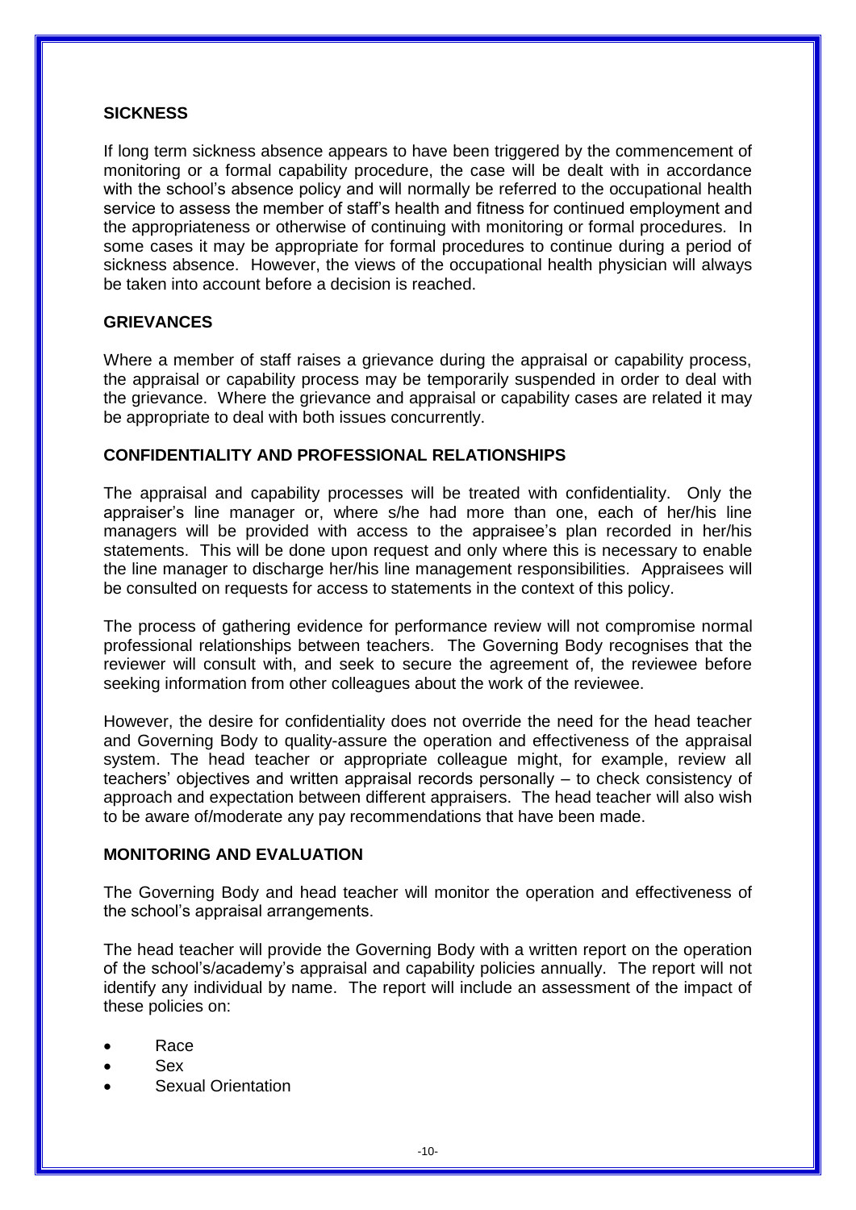## SICKNESS

If long term sickness absence appears to have been triggered by the commencement of monitoring or a formal capability procedure, the case will be dealt with in accordance with the school's absence policy and will normally be referred to the occupational health service to assess the member of staff's health and fitness for continued employment and the appropriateness or otherwise of continuing with monitoring or formal procedures. In some cases it may be appropriate for formal procedures to continue during a period of sickness absence. However, the views of the occupational health physician will always be taken into account before a decision is reached.

## GRIEVANCES

Where a member of staff raises a grievance during the appraisal or capability process, the appraisal or capability process may be temporarily suspended in order to deal with the grievance. Where the grievance and appraisal or capability cases are related it may be appropriate to deal with both issues concurrently.

## CONFIDENTIALITY AND PROFESSIONAL RELATIONSHIPS

The appraisal and capability processes will be treated with confidentiality. Only the appraiser's line manager or, where s/he had more than one, each of her/his line managers will be provided with access to the appraisee's plan recorded in her/his statements. This will be done upon request and only where this is necessary to enable the line manager to discharge her/his line management responsibilities. Appraisees will be consulted on requests for access to statements in the context of this policy.

The process of gathering evidence for performance review will not compromise normal professional relationships between teachers. The Governing Body recognises that the reviewer will consult with, and seek to secure the agreement of, the reviewee before seeking information from other colleagues about the work of the reviewee.

However, the desire for confidentiality does not override the need for the head teacher and Governing Body to quality-assure the operation and effectiveness of the appraisal system. The head teacher or appropriate colleague might, for example, review all teachers' objectives and written appraisal records personally – to check consistency of approach and expectation between different appraisers. The head teacher will also wish to be aware of/moderate any pay recommendations that have been made.

## MONITORING AND EVALUATION

The Governing Body and head teacher will monitor the operation and effectiveness of the school's appraisal arrangements.

The head teacher will provide the Governing Body with a written report on the operation of the school's/academy's appraisal and capability policies annually. The report will not identify any individual by name. The report will include an assessment of the impact of these policies on:

- Race
- Sex
- Sexual Orientation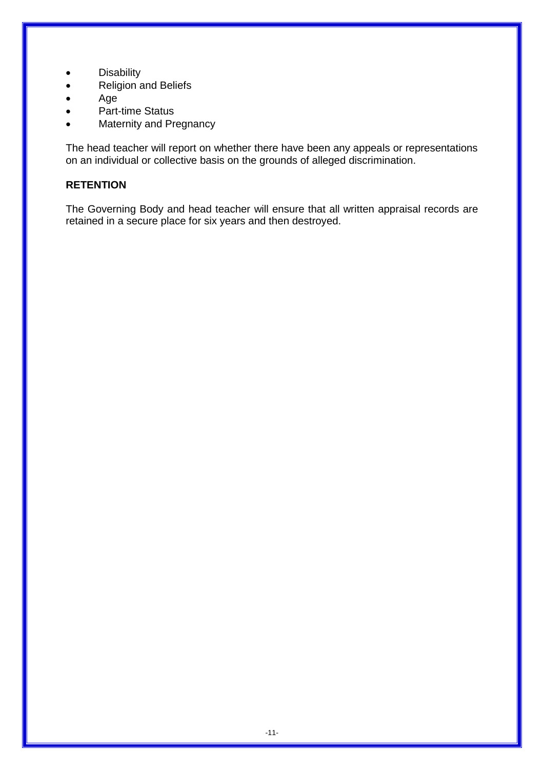- Disability
- Religion and Beliefs
- Age
- Part-time Status
- Maternity and Pregnancy

The head teacher will report on whether there have been any appeals or representations on an individual or collective basis on the grounds of alleged discrimination.

**RETENTION**

The Governing Body and head teacher will ensure that all written appraisal records are retained in a secure place for six years and then destroyed.